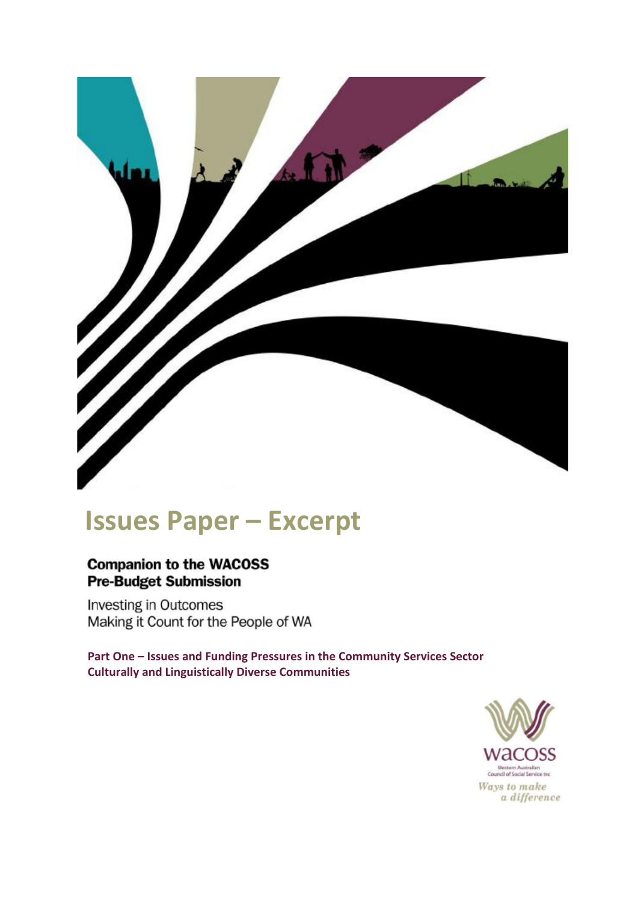# Issues Paper – Excerpt

**Companion to the WACOSS Pre-Budget Submission**

Investing in Outcomes
Making it Count for the People of WA

**Part One – Issues and Funding Pressures in the Community Services Sector**
**Culturally and Linguistically Diverse Communities**

wacoss
Western Australian Council of Social Service Inc
*Ways to make a difference*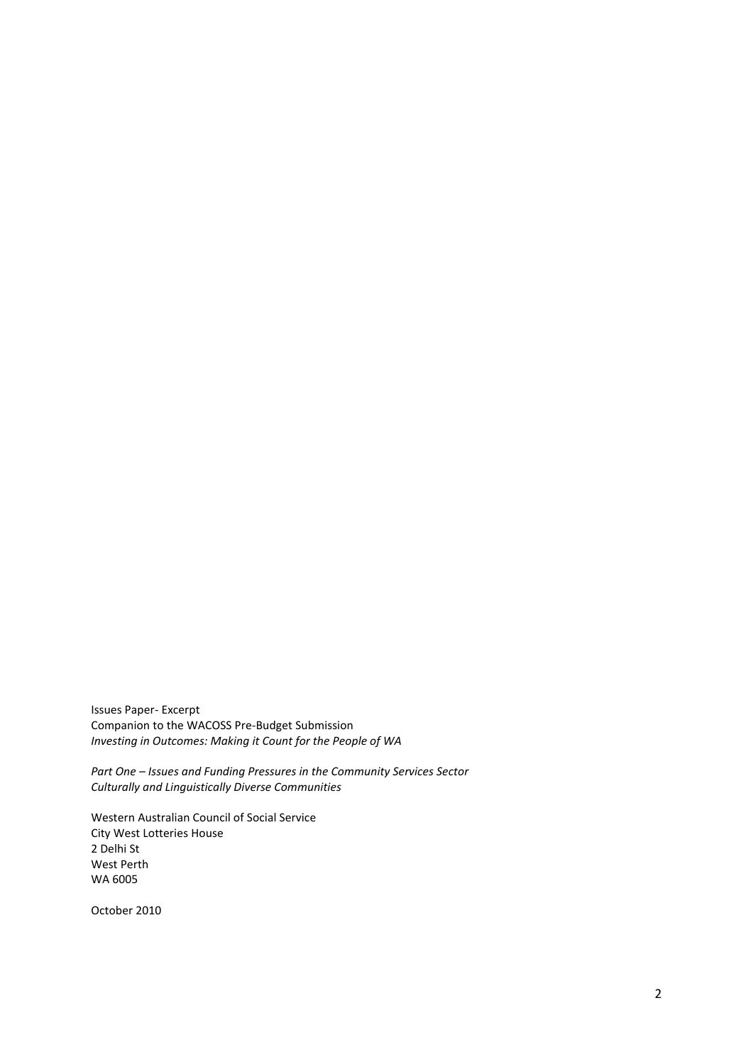Issues Paper- Excerpt
Companion to the WACOSS Pre-Budget Submission
*Investing in Outcomes: Making it Count for the People of WA*

*Part One – Issues and Funding Pressures in the Community Services Sector*
*Culturally and Linguistically Diverse Communities*

Western Australian Council of Social Service
City West Lotteries House
2 Delhi St
West Perth
WA 6005

October 2010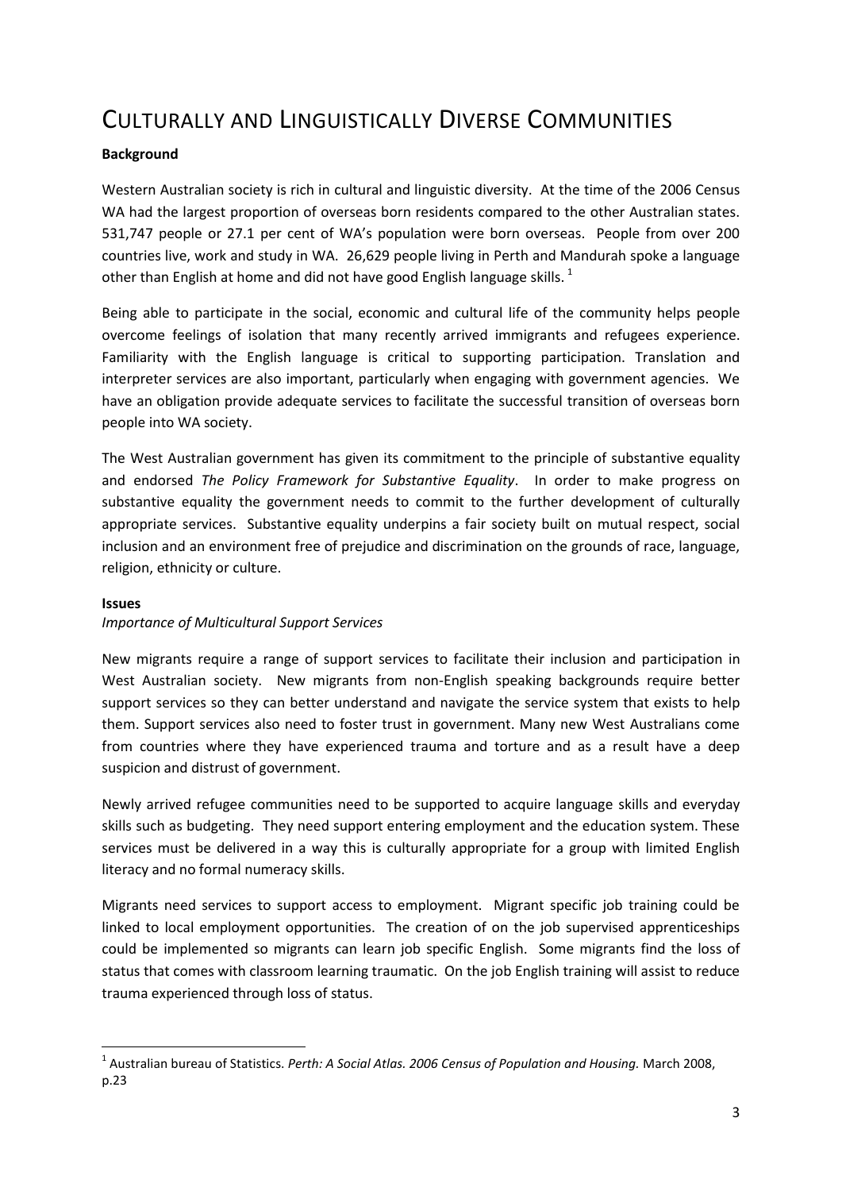# Culturally and Linguistically Diverse Communities

**Background**

Western Australian society is rich in cultural and linguistic diversity. At the time of the 2006 Census WA had the largest proportion of overseas born residents compared to the other Australian states. 531,747 people or 27.1 per cent of WA's population were born overseas. People from over 200 countries live, work and study in WA. 26,629 people living in Perth and Mandurah spoke a language other than English at home and did not have good English language skills. [1]

Being able to participate in the social, economic and cultural life of the community helps people overcome feelings of isolation that many recently arrived immigrants and refugees experience. Familiarity with the English language is critical to supporting participation. Translation and interpreter services are also important, particularly when engaging with government agencies. We have an obligation provide adequate services to facilitate the successful transition of overseas born people into WA society.

The West Australian government has given its commitment to the principle of substantive equality and endorsed *The Policy Framework for Substantive Equality*. In order to make progress on substantive equality the government needs to commit to the further development of culturally appropriate services. Substantive equality underpins a fair society built on mutual respect, social inclusion and an environment free of prejudice and discrimination on the grounds of race, language, religion, ethnicity or culture.

**Issues**

*Importance of Multicultural Support Services*

New migrants require a range of support services to facilitate their inclusion and participation in West Australian society. New migrants from non-English speaking backgrounds require better support services so they can better understand and navigate the service system that exists to help them. Support services also need to foster trust in government. Many new West Australians come from countries where they have experienced trauma and torture and as a result have a deep suspicion and distrust of government.

Newly arrived refugee communities need to be supported to acquire language skills and everyday skills such as budgeting. They need support entering employment and the education system. These services must be delivered in a way this is culturally appropriate for a group with limited English literacy and no formal numeracy skills.

Migrants need services to support access to employment. Migrant specific job training could be linked to local employment opportunities. The creation of on the job supervised apprenticeships could be implemented so migrants can learn job specific English. Some migrants find the loss of status that comes with classroom learning traumatic. On the job English training will assist to reduce trauma experienced through loss of status.

---

[1] Australian bureau of Statistics. *Perth: A Social Atlas. 2006 Census of Population and Housing.* March 2008, p.23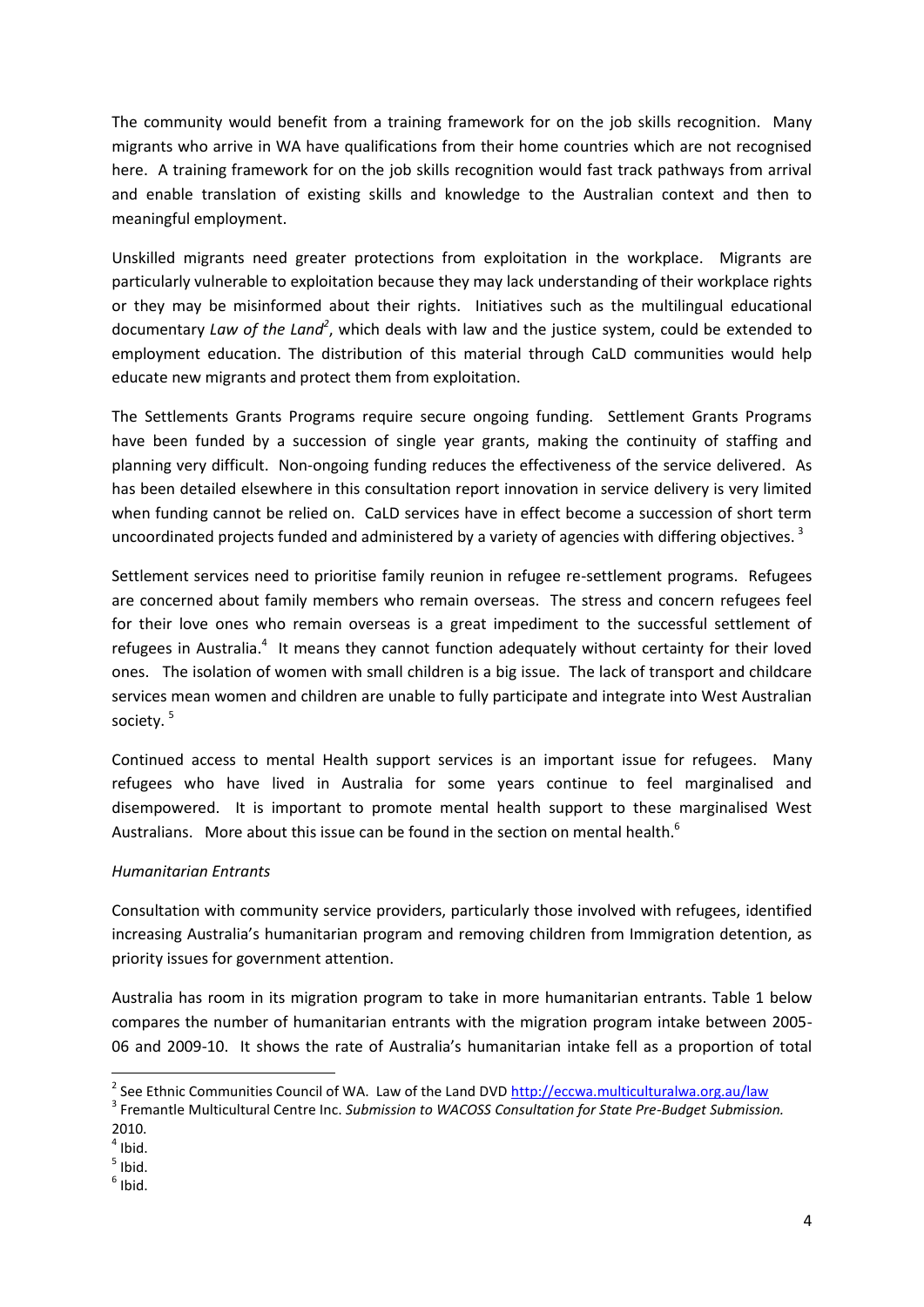The community would benefit from a training framework for on the job skills recognition. Many migrants who arrive in WA have qualifications from their home countries which are not recognised here. A training framework for on the job skills recognition would fast track pathways from arrival and enable translation of existing skills and knowledge to the Australian context and then to meaningful employment.

Unskilled migrants need greater protections from exploitation in the workplace. Migrants are particularly vulnerable to exploitation because they may lack understanding of their workplace rights or they may be misinformed about their rights. Initiatives such as the multilingual educational documentary *Law of the Land*[2], which deals with law and the justice system, could be extended to employment education. The distribution of this material through CaLD communities would help educate new migrants and protect them from exploitation.

The Settlements Grants Programs require secure ongoing funding. Settlement Grants Programs have been funded by a succession of single year grants, making the continuity of staffing and planning very difficult. Non-ongoing funding reduces the effectiveness of the service delivered. As has been detailed elsewhere in this consultation report innovation in service delivery is very limited when funding cannot be relied on. CaLD services have in effect become a succession of short term uncoordinated projects funded and administered by a variety of agencies with differing objectives. [3]

Settlement services need to prioritise family reunion in refugee re-settlement programs. Refugees are concerned about family members who remain overseas. The stress and concern refugees feel for their love ones who remain overseas is a great impediment to the successful settlement of refugees in Australia.[4] It means they cannot function adequately without certainty for their loved ones. The isolation of women with small children is a big issue. The lack of transport and childcare services mean women and children are unable to fully participate and integrate into West Australian society. [5]

Continued access to mental Health support services is an important issue for refugees. Many refugees who have lived in Australia for some years continue to feel marginalised and disempowered. It is important to promote mental health support to these marginalised West Australians. More about this issue can be found in the section on mental health.[6]

*Humanitarian Entrants*

Consultation with community service providers, particularly those involved with refugees, identified increasing Australia's humanitarian program and removing children from Immigration detention, as priority issues for government attention.

Australia has room in its migration program to take in more humanitarian entrants. Table 1 below compares the number of humanitarian entrants with the migration program intake between 2005-06 and 2009-10. It shows the rate of Australia's humanitarian intake fell as a proportion of total

---

[2] See Ethnic Communities Council of WA. Law of the Land DVD http://eccwa.multiculturalwa.org.au/law

[3] Fremantle Multicultural Centre Inc. *Submission to WACOSS Consultation for State Pre-Budget Submission.* 2010.

[4] Ibid.

[5] Ibid.

[6] Ibid.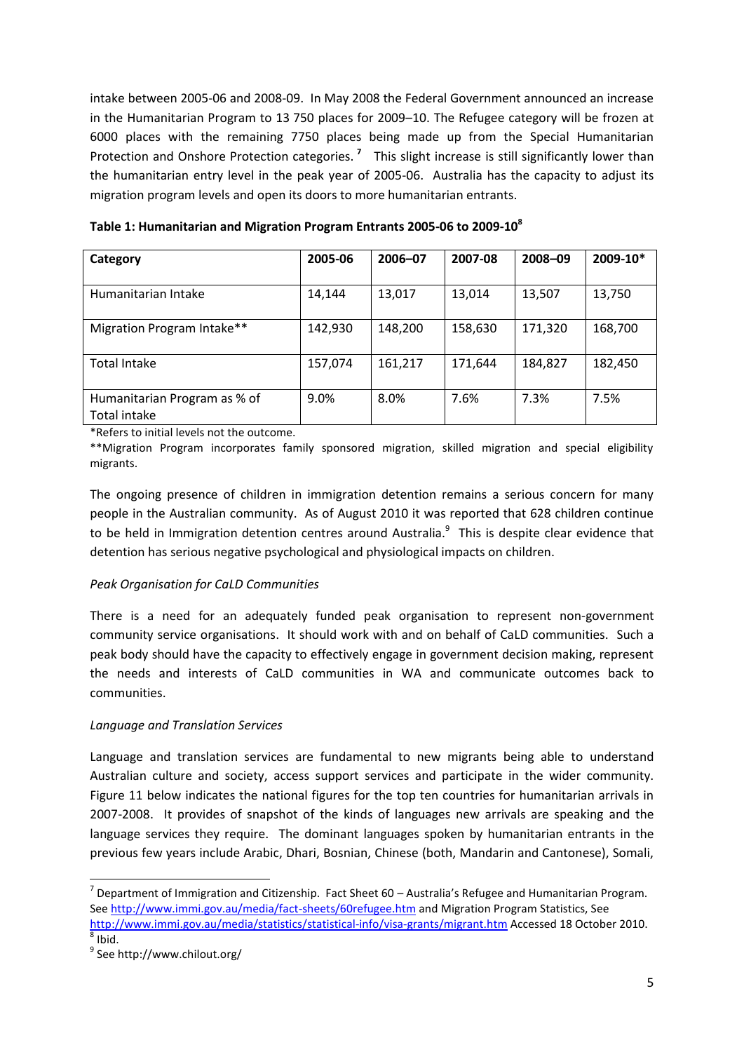intake between 2005-06 and 2008-09. In May 2008 the Federal Government announced an increase in the Humanitarian Program to 13 750 places for 2009–10. The Refugee category will be frozen at 6000 places with the remaining 7750 places being made up from the Special Humanitarian Protection and Onshore Protection categories. [7] This slight increase is still significantly lower than the humanitarian entry level in the peak year of 2005-06. Australia has the capacity to adjust its migration program levels and open its doors to more humanitarian entrants.

**Table 1: Humanitarian and Migration Program Entrants 2005-06 to 2009-10[8]**

| Category | 2005-06 | 2006–07 | 2007-08 | 2008–09 | 2009-10* |
|---|---|---|---|---|---|
| Humanitarian Intake | 14,144 | 13,017 | 13,014 | 13,507 | 13,750 |
| Migration Program Intake** | 142,930 | 148,200 | 158,630 | 171,320 | 168,700 |
| Total Intake | 157,074 | 161,217 | 171,644 | 184,827 | 182,450 |
| Humanitarian Program as % of Total intake | 9.0% | 8.0% | 7.6% | 7.3% | 7.5% |

*Refers to initial levels not the outcome.

**Migration Program incorporates family sponsored migration, skilled migration and special eligibility migrants.

The ongoing presence of children in immigration detention remains a serious concern for many people in the Australian community. As of August 2010 it was reported that 628 children continue to be held in Immigration detention centres around Australia.[9] This is despite clear evidence that detention has serious negative psychological and physiological impacts on children.

*Peak Organisation for CaLD Communities*

There is a need for an adequately funded peak organisation to represent non-government community service organisations. It should work with and on behalf of CaLD communities. Such a peak body should have the capacity to effectively engage in government decision making, represent the needs and interests of CaLD communities in WA and communicate outcomes back to communities.

*Language and Translation Services*

Language and translation services are fundamental to new migrants being able to understand Australian culture and society, access support services and participate in the wider community. Figure 11 below indicates the national figures for the top ten countries for humanitarian arrivals in 2007-2008. It provides of snapshot of the kinds of languages new arrivals are speaking and the language services they require. The dominant languages spoken by humanitarian entrants in the previous few years include Arabic, Dhari, Bosnian, Chinese (both, Mandarin and Cantonese), Somali,

---

[7] Department of Immigration and Citizenship. Fact Sheet 60 – Australia's Refugee and Humanitarian Program. See http://www.immi.gov.au/media/fact-sheets/60refugee.htm and Migration Program Statistics, See http://www.immi.gov.au/media/statistics/statistical-info/visa-grants/migrant.htm Accessed 18 October 2010.

[8] Ibid.

[9] See http://www.chilout.org/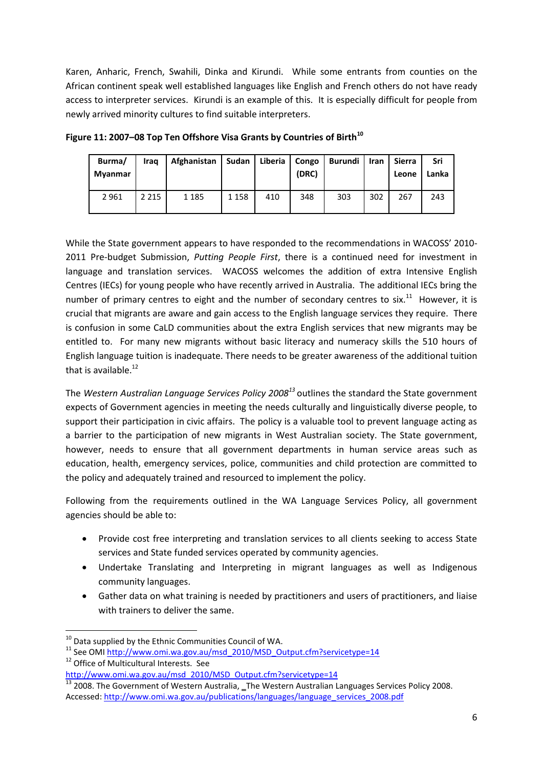Karen, Anharic, French, Swahili, Dinka and Kirundi. While some entrants from counties on the African continent speak well established languages like English and French others do not have ready access to interpreter services. Kirundi is an example of this. It is especially difficult for people from newly arrived minority cultures to find suitable interpreters.

**Figure 11: 2007–08 Top Ten Offshore Visa Grants by Countries of Birth[10]**

| Burma/ Myanmar | Iraq | Afghanistan | Sudan | Liberia | Congo (DRC) | Burundi | Iran | Sierra Leone | Sri Lanka |
|---|---|---|---|---|---|---|---|---|---|
| 2 961 | 2 215 | 1 185 | 1 158 | 410 | 348 | 303 | 302 | 267 | 243 |

While the State government appears to have responded to the recommendations in WACOSS' 2010-2011 Pre-budget Submission, *Putting People First*, there is a continued need for investment in language and translation services. WACOSS welcomes the addition of extra Intensive English Centres (IECs) for young people who have recently arrived in Australia. The additional IECs bring the number of primary centres to eight and the number of secondary centres to six.[11] However, it is crucial that migrants are aware and gain access to the English language services they require. There is confusion in some CaLD communities about the extra English services that new migrants may be entitled to. For many new migrants without basic literacy and numeracy skills the 510 hours of English language tuition is inadequate. There needs to be greater awareness of the additional tuition that is available.[12]

The *Western Australian Language Services Policy 2008*[13] outlines the standard the State government expects of Government agencies in meeting the needs culturally and linguistically diverse people, to support their participation in civic affairs. The policy is a valuable tool to prevent language acting as a barrier to the participation of new migrants in West Australian society. The State government, however, needs to ensure that all government departments in human service areas such as education, health, emergency services, police, communities and child protection are committed to the policy and adequately trained and resourced to implement the policy.

Following from the requirements outlined in the WA Language Services Policy, all government agencies should be able to:

- Provide cost free interpreting and translation services to all clients seeking to access State services and State funded services operated by community agencies.
- Undertake Translating and Interpreting in migrant languages as well as Indigenous community languages.
- Gather data on what training is needed by practitioners and users of practitioners, and liaise with trainers to deliver the same.

---

[10] Data supplied by the Ethnic Communities Council of WA.

[11] See OMI http://www.omi.wa.gov.au/msd_2010/MSD_Output.cfm?servicetype=14

[12] Office of Multicultural Interests. See http://www.omi.wa.gov.au/msd_2010/MSD_Output.cfm?servicetype=14

[13] 2008. The Government of Western Australia, _The Western Australian Languages Services Policy 2008. Accessed: http://www.omi.wa.gov.au/publications/languages/language_services_2008.pdf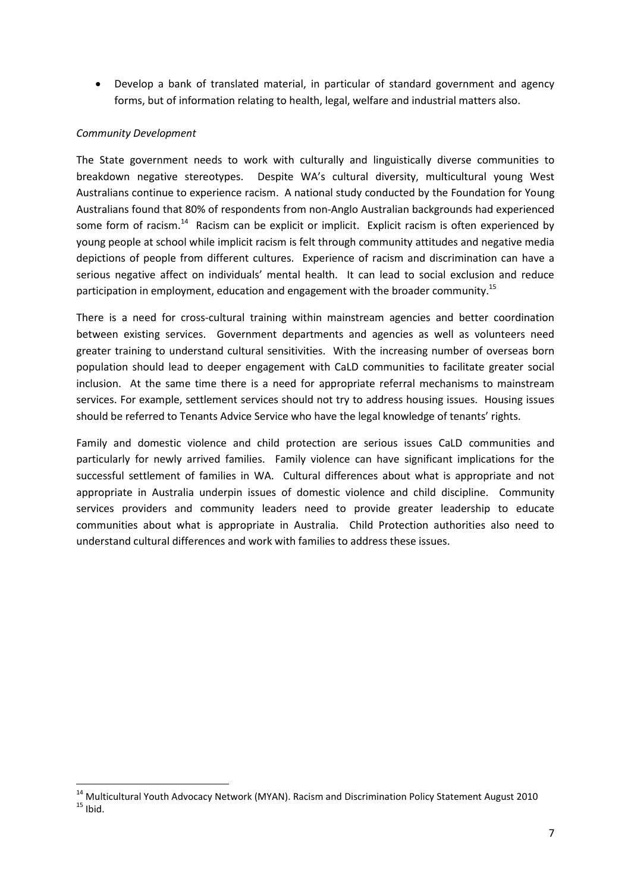- Develop a bank of translated material, in particular of standard government and agency forms, but of information relating to health, legal, welfare and industrial matters also.

*Community Development*

The State government needs to work with culturally and linguistically diverse communities to breakdown negative stereotypes. Despite WA's cultural diversity, multicultural young West Australians continue to experience racism. A national study conducted by the Foundation for Young Australians found that 80% of respondents from non-Anglo Australian backgrounds had experienced some form of racism.[14] Racism can be explicit or implicit. Explicit racism is often experienced by young people at school while implicit racism is felt through community attitudes and negative media depictions of people from different cultures. Experience of racism and discrimination can have a serious negative affect on individuals' mental health. It can lead to social exclusion and reduce participation in employment, education and engagement with the broader community.[15]

There is a need for cross-cultural training within mainstream agencies and better coordination between existing services. Government departments and agencies as well as volunteers need greater training to understand cultural sensitivities. With the increasing number of overseas born population should lead to deeper engagement with CaLD communities to facilitate greater social inclusion. At the same time there is a need for appropriate referral mechanisms to mainstream services. For example, settlement services should not try to address housing issues. Housing issues should be referred to Tenants Advice Service who have the legal knowledge of tenants' rights.

Family and domestic violence and child protection are serious issues CaLD communities and particularly for newly arrived families. Family violence can have significant implications for the successful settlement of families in WA. Cultural differences about what is appropriate and not appropriate in Australia underpin issues of domestic violence and child discipline. Community services providers and community leaders need to provide greater leadership to educate communities about what is appropriate in Australia. Child Protection authorities also need to understand cultural differences and work with families to address these issues.

[14] Multicultural Youth Advocacy Network (MYAN). Racism and Discrimination Policy Statement August 2010

[15] Ibid.